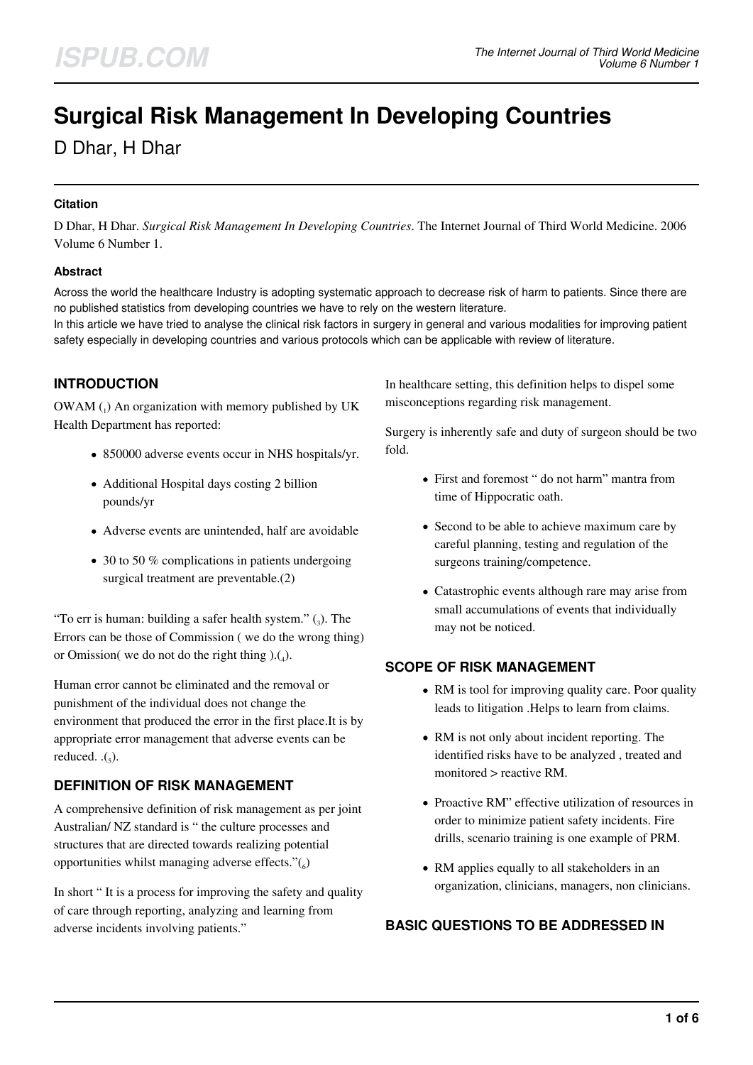# Surgical Risk Management In Developing Countries

D Dhar, H Dhar

#### Citation

D Dhar, H Dhar. *Surgical Risk Management In Developing Countries*. The Internet Journal of Third World Medicine. 2006 Volume 6 Number 1.

#### Abstract

Across the world the healthcare Industry is adopting systematic approach to decrease risk of harm to patients. Since there are no published statistics from developing countries we have to rely on the western literature.
In this article we have tried to analyse the clinical risk factors in surgery in general and various modalities for improving patient safety especially in developing countries and various protocols which can be applicable with review of literature.

## INTRODUCTION

OWAM ([1]) An organization with memory published by UK Health Department has reported:

- 850000 adverse events occur in NHS hospitals/yr.
- Additional Hospital days costing 2 billion pounds/yr
- Adverse events are unintended, half are avoidable
- 30 to 50 % complications in patients undergoing surgical treatment are preventable.(2)

"To err is human: building a safer health system." ([3]). The Errors can be those of Commission ( we do the wrong thing) or Omission( we do not do the right thing ).([4]).

Human error cannot be eliminated and the removal or punishment of the individual does not change the environment that produced the error in the first place.It is by appropriate error management that adverse events can be reduced. .([5]).

## DEFINITION OF RISK MANAGEMENT

A comprehensive definition of risk management as per joint Australian/ NZ standard is " the culture processes and structures that are directed towards realizing potential opportunities whilst managing adverse effects."([6])

In short " It is a process for improving the safety and quality of care through reporting, analyzing and learning from adverse incidents involving patients."

In healthcare setting, this definition helps to dispel some misconceptions regarding risk management.

Surgery is inherently safe and duty of surgeon should be two fold.

- First and foremost " do not harm" mantra from time of Hippocratic oath.
- Second to be able to achieve maximum care by careful planning, testing and regulation of the surgeons training/competence.
- Catastrophic events although rare may arise from small accumulations of events that individually may not be noticed.

## SCOPE OF RISK MANAGEMENT

- RM is tool for improving quality care. Poor quality leads to litigation .Helps to learn from claims.
- RM is not only about incident reporting. The identified risks have to be analyzed , treated and monitored > reactive RM.
- Proactive RM" effective utilization of resources in order to minimize patient safety incidents. Fire drills, scenario training is one example of PRM.
- RM applies equally to all stakeholders in an organization, clinicians, managers, non clinicians.

## BASIC QUESTIONS TO BE ADDRESSED IN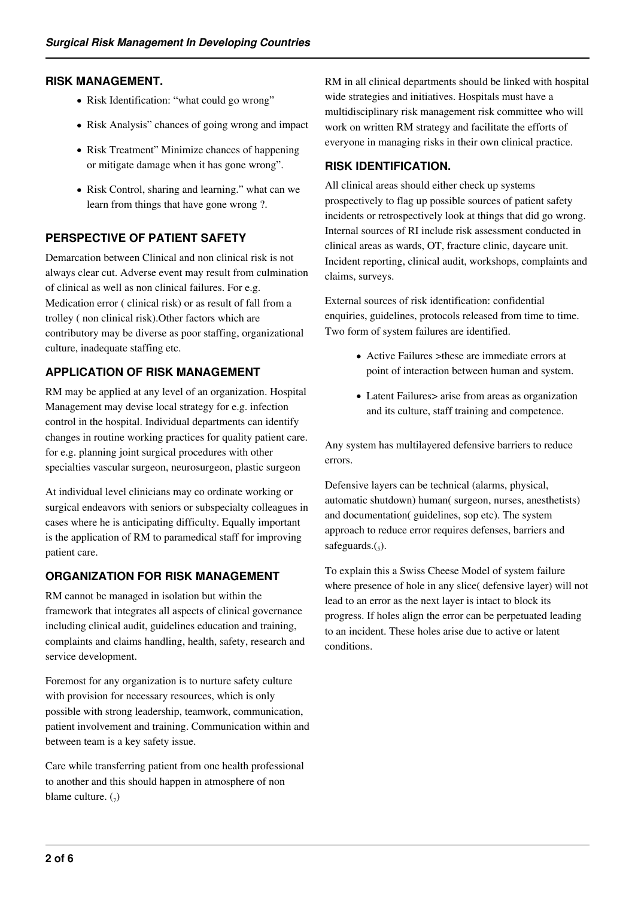## RISK MANAGEMENT.

- Risk Identification: "what could go wrong"
- Risk Analysis" chances of going wrong and impact
- Risk Treatment" Minimize chances of happening or mitigate damage when it has gone wrong".
- Risk Control, sharing and learning." what can we learn from things that have gone wrong ?.

## PERSPECTIVE OF PATIENT SAFETY

Demarcation between Clinical and non clinical risk is not always clear cut. Adverse event may result from culmination of clinical as well as non clinical failures. For e.g. Medication error ( clinical risk) or as result of fall from a trolley ( non clinical risk).Other factors which are contributory may be diverse as poor staffing, organizational culture, inadequate staffing etc.

## APPLICATION OF RISK MANAGEMENT

RM may be applied at any level of an organization. Hospital Management may devise local strategy for e.g. infection control in the hospital. Individual departments can identify changes in routine working practices for quality patient care. for e.g. planning joint surgical procedures with other specialties vascular surgeon, neurosurgeon, plastic surgeon

At individual level clinicians may co ordinate working or surgical endeavors with seniors or subspecialty colleagues in cases where he is anticipating difficulty. Equally important is the application of RM to paramedical staff for improving patient care.

## ORGANIZATION FOR RISK MANAGEMENT

RM cannot be managed in isolation but within the framework that integrates all aspects of clinical governance including clinical audit, guidelines education and training, complaints and claims handling, health, safety, research and service development.

Foremost for any organization is to nurture safety culture with provision for necessary resources, which is only possible with strong leadership, teamwork, communication, patient involvement and training. Communication within and between team is a key safety issue.

Care while transferring patient from one health professional to another and this should happen in atmosphere of non blame culture. (7)

RM in all clinical departments should be linked with hospital wide strategies and initiatives. Hospitals must have a multidisciplinary risk management risk committee who will work on written RM strategy and facilitate the efforts of everyone in managing risks in their own clinical practice.

## RISK IDENTIFICATION.

All clinical areas should either check up systems prospectively to flag up possible sources of patient safety incidents or retrospectively look at things that did go wrong. Internal sources of RI include risk assessment conducted in clinical areas as wards, OT, fracture clinic, daycare unit. Incident reporting, clinical audit, workshops, complaints and claims, surveys.

External sources of risk identification: confidential enquiries, guidelines, protocols released from time to time. Two form of system failures are identified.

- Active Failures >these are immediate errors at point of interaction between human and system.
- Latent Failures> arise from areas as organization and its culture, staff training and competence.

Any system has multilayered defensive barriers to reduce errors.

Defensive layers can be technical (alarms, physical, automatic shutdown) human( surgeon, nurses, anesthetists) and documentation( guidelines, sop etc). The system approach to reduce error requires defenses, barriers and safeguards.(5).

To explain this a Swiss Cheese Model of system failure where presence of hole in any slice( defensive layer) will not lead to an error as the next layer is intact to block its progress. If holes align the error can be perpetuated leading to an incident. These holes arise due to active or latent conditions.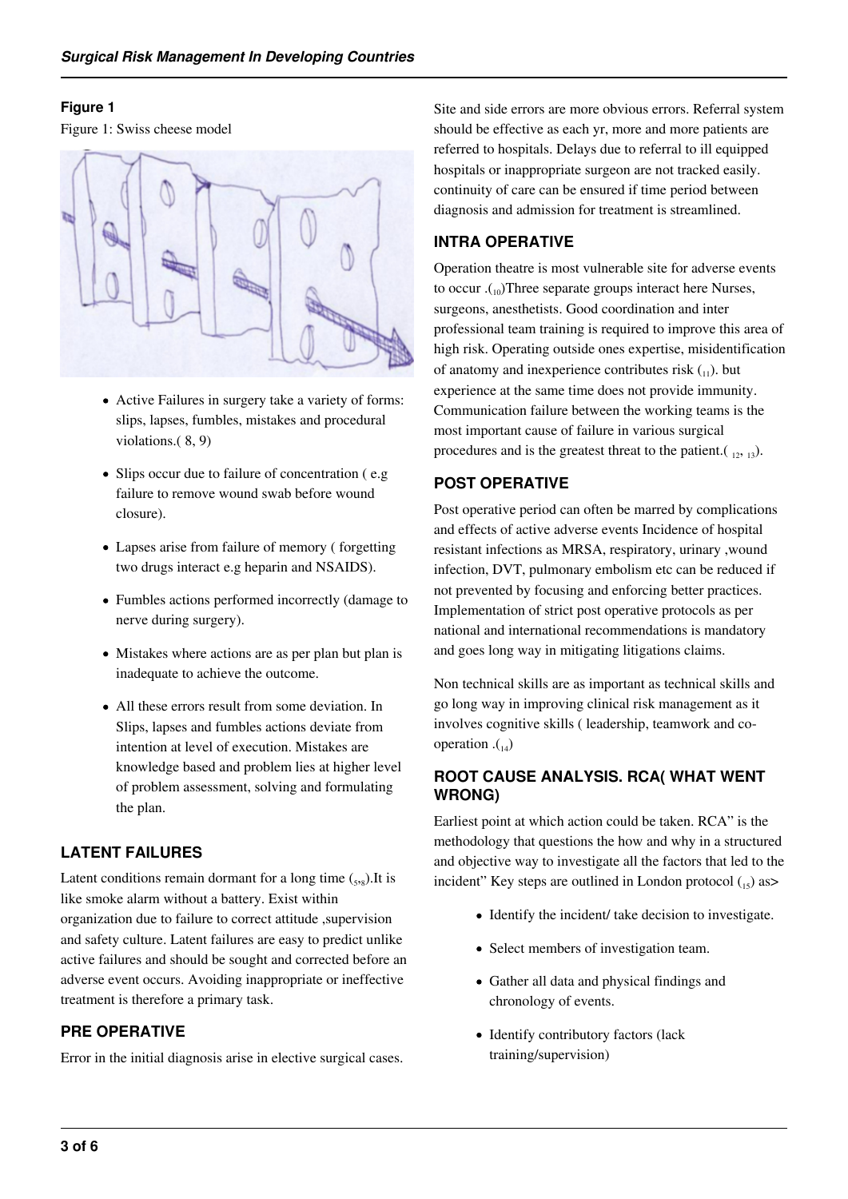**Figure 1**

Figure 1: Swiss cheese model

- Active Failures in surgery take a variety of forms: slips, lapses, fumbles, mistakes and procedural violations.( 8, 9)
- Slips occur due to failure of concentration ( e.g failure to remove wound swab before wound closure).
- Lapses arise from failure of memory ( forgetting two drugs interact e.g heparin and NSAIDS).
- Fumbles actions performed incorrectly (damage to nerve during surgery).
- Mistakes where actions are as per plan but plan is inadequate to achieve the outcome.
- All these errors result from some deviation. In Slips, lapses and fumbles actions deviate from intention at level of execution. Mistakes are knowledge based and problem lies at higher level of problem assessment, solving and formulating the plan.

## LATENT FAILURES

Latent conditions remain dormant for a long time (5,8).It is like smoke alarm without a battery. Exist within organization due to failure to correct attitude ,supervision and safety culture. Latent failures are easy to predict unlike active failures and should be sought and corrected before an adverse event occurs. Avoiding inappropriate or ineffective treatment is therefore a primary task.

## PRE OPERATIVE

Error in the initial diagnosis arise in elective surgical cases. Site and side errors are more obvious errors. Referral system should be effective as each yr, more and more patients are referred to hospitals. Delays due to referral to ill equipped hospitals or inappropriate surgeon are not tracked easily. continuity of care can be ensured if time period between diagnosis and admission for treatment is streamlined.

## INTRA OPERATIVE

Operation theatre is most vulnerable site for adverse events to occur .(10)Three separate groups interact here Nurses, surgeons, anesthetists. Good coordination and inter professional team training is required to improve this area of high risk. Operating outside ones expertise, misidentification of anatomy and inexperience contributes risk (11). but experience at the same time does not provide immunity. Communication failure between the working teams is the most important cause of failure in various surgical procedures and is the greatest threat to the patient.( 12, 13).

## POST OPERATIVE

Post operative period can often be marred by complications and effects of active adverse events Incidence of hospital resistant infections as MRSA, respiratory, urinary ,wound infection, DVT, pulmonary embolism etc can be reduced if not prevented by focusing and enforcing better practices. Implementation of strict post operative protocols as per national and international recommendations is mandatory and goes long way in mitigating litigations claims.

Non technical skills are as important as technical skills and go long way in improving clinical risk management as it involves cognitive skills ( leadership, teamwork and co-operation .(14)

## ROOT CAUSE ANALYSIS. RCA( WHAT WENT WRONG)

Earliest point at which action could be taken. RCA" is the methodology that questions the how and why in a structured and objective way to investigate all the factors that led to the incident" Key steps are outlined in London protocol (15) as>

- Identify the incident/ take decision to investigate.
- Select members of investigation team.
- Gather all data and physical findings and chronology of events.
- Identify contributory factors (lack training/supervision)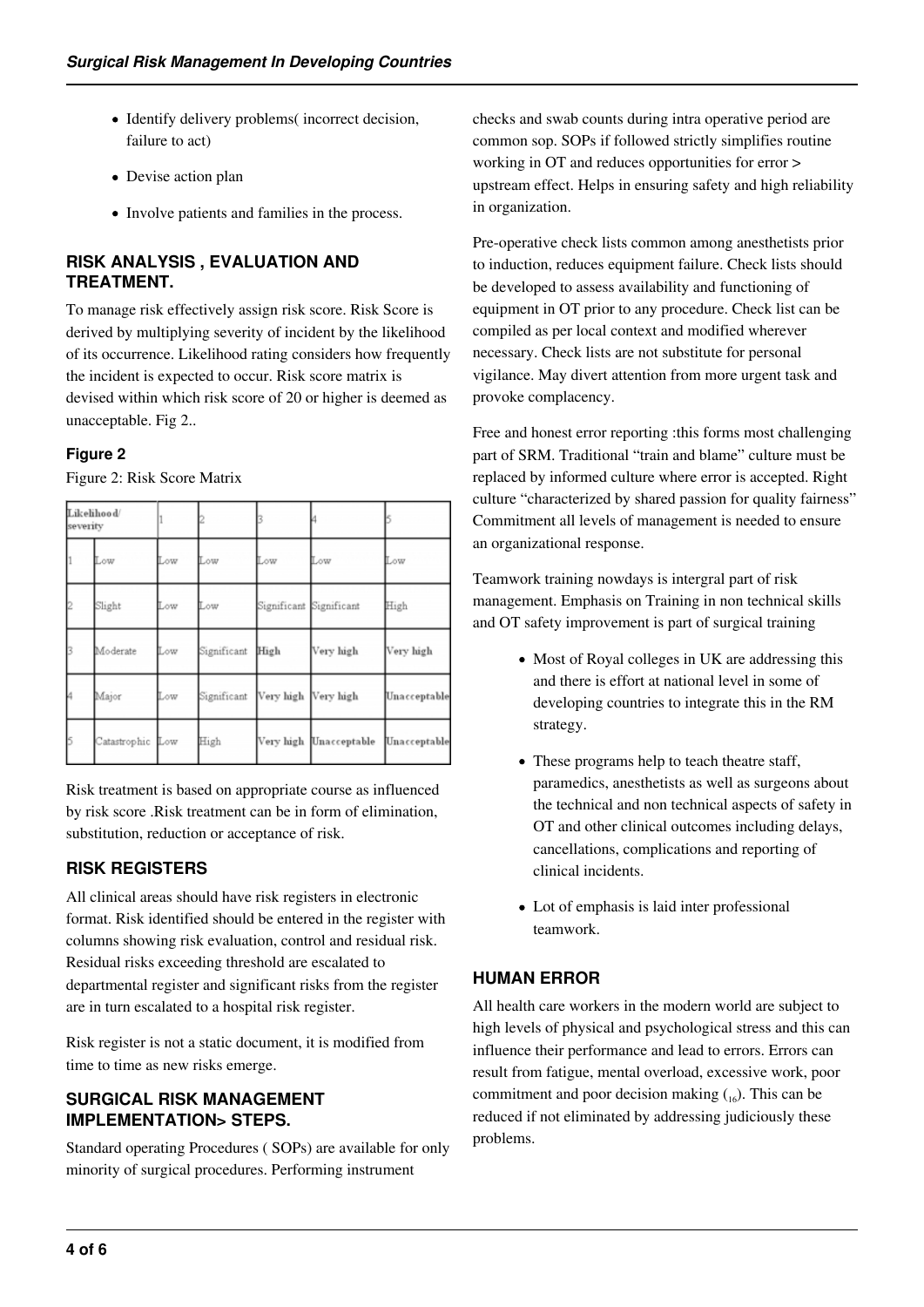- Identify delivery problems( incorrect decision, failure to act)
- Devise action plan
- Involve patients and families in the process.

### RISK ANALYSIS , EVALUATION AND TREATMENT.

To manage risk effectively assign risk score. Risk Score is derived by multiplying severity of incident by the likelihood of its occurrence. Likelihood rating considers how frequently the incident is expected to occur. Risk score matrix is devised within which risk score of 20 or higher is deemed as unacceptable. Fig 2..

#### Figure 2

Figure 2: Risk Score Matrix

| Likelihood/ severity | | 1 | 2 | 3 | 4 | 5 |
|---|---|---|---|---|---|---|
| 1 | Low | Low | Low | Low | Low | Low |
| 2 | Slight | Low | Low | Significant | Significant | High |
| 3 | Moderate | Low | Significant | High | Very high | Very high |
| 4 | Major | Low | Significant | Very high | Very high | Unacceptable |
| 5 | Catastrophic | Low | High | Very high | Unacceptable | Unacceptable |

Risk treatment is based on appropriate course as influenced by risk score .Risk treatment can be in form of elimination, substitution, reduction or acceptance of risk.

### RISK REGISTERS

All clinical areas should have risk registers in electronic format. Risk identified should be entered in the register with columns showing risk evaluation, control and residual risk. Residual risks exceeding threshold are escalated to departmental register and significant risks from the register are in turn escalated to a hospital risk register.

Risk register is not a static document, it is modified from time to time as new risks emerge.

### SURGICAL RISK MANAGEMENT IMPLEMENTATION> STEPS.

Standard operating Procedures ( SOPs) are available for only minority of surgical procedures. Performing instrument checks and swab counts during intra operative period are common sop. SOPs if followed strictly simplifies routine working in OT and reduces opportunities for error > upstream effect. Helps in ensuring safety and high reliability in organization.

Pre-operative check lists common among anesthetists prior to induction, reduces equipment failure. Check lists should be developed to assess availability and functioning of equipment in OT prior to any procedure. Check list can be compiled as per local context and modified wherever necessary. Check lists are not substitute for personal vigilance. May divert attention from more urgent task and provoke complacency.

Free and honest error reporting :this forms most challenging part of SRM. Traditional "train and blame" culture must be replaced by informed culture where error is accepted. Right culture "characterized by shared passion for quality fairness" Commitment all levels of management is needed to ensure an organizational response.

Teamwork training nowdays is intergral part of risk management. Emphasis on Training in non technical skills and OT safety improvement is part of surgical training

- Most of Royal colleges in UK are addressing this and there is effort at national level in some of developing countries to integrate this in the RM strategy.
- These programs help to teach theatre staff, paramedics, anesthetists as well as surgeons about the technical and non technical aspects of safety in OT and other clinical outcomes including delays, cancellations, complications and reporting of clinical incidents.
- Lot of emphasis is laid inter professional teamwork.

### HUMAN ERROR

All health care workers in the modern world are subject to high levels of physical and psychological stress and this can influence their performance and lead to errors. Errors can result from fatigue, mental overload, excessive work, poor commitment and poor decision making ([16]). This can be reduced if not eliminated by addressing judiciously these problems.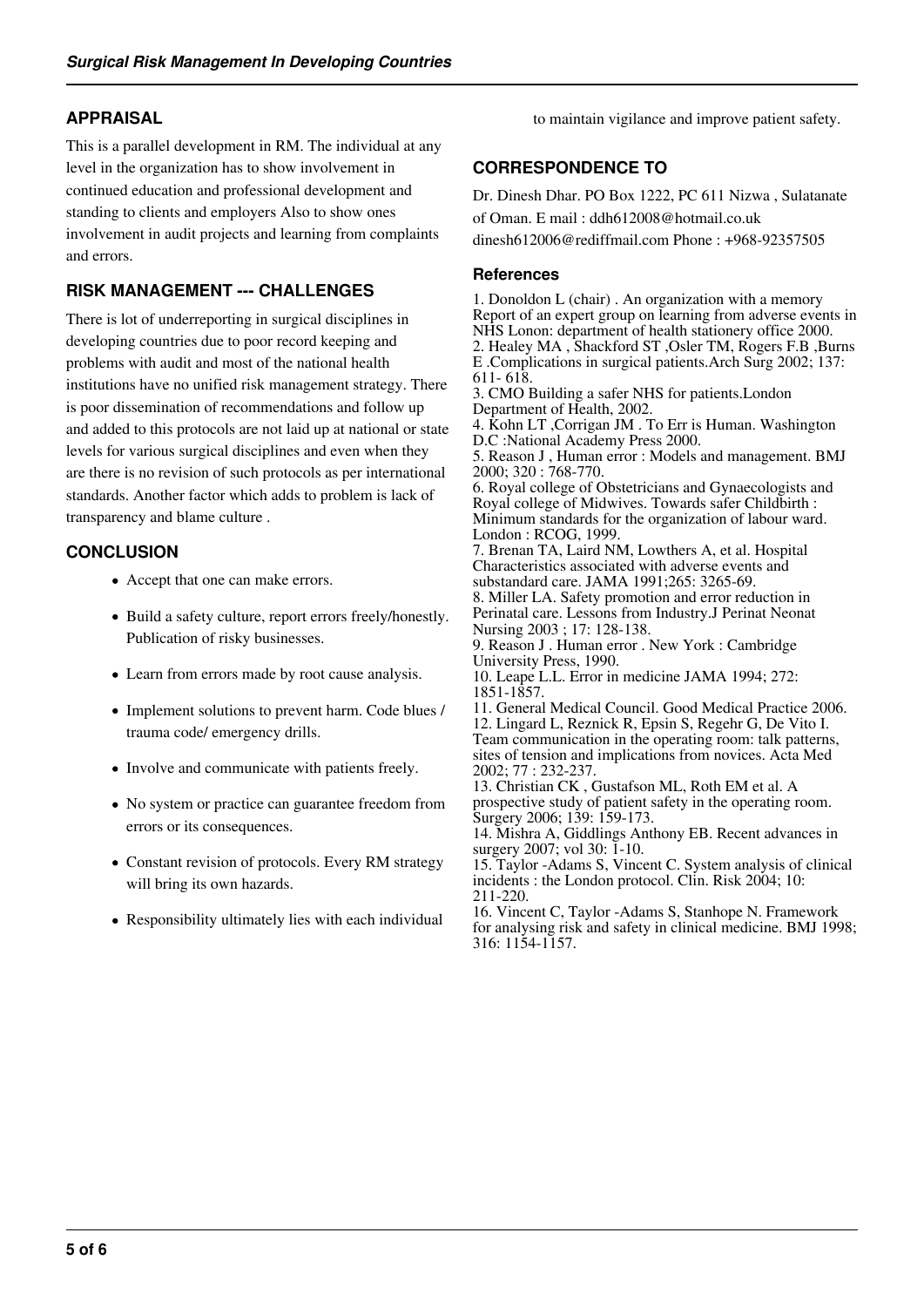## APPRAISAL

This is a parallel development in RM. The individual at any level in the organization has to show involvement in continued education and professional development and standing to clients and employers Also to show ones involvement in audit projects and learning from complaints and errors.

## RISK MANAGEMENT --- CHALLENGES

There is lot of underreporting in surgical disciplines in developing countries due to poor record keeping and problems with audit and most of the national health institutions have no unified risk management strategy. There is poor dissemination of recommendations and follow up and added to this protocols are not laid up at national or state levels for various surgical disciplines and even when they are there is no revision of such protocols as per international standards. Another factor which adds to problem is lack of transparency and blame culture .

## CONCLUSION

- Accept that one can make errors.
- Build a safety culture, report errors freely/honestly. Publication of risky businesses.
- Learn from errors made by root cause analysis.
- Implement solutions to prevent harm. Code blues / trauma code/ emergency drills.
- Involve and communicate with patients freely.
- No system or practice can guarantee freedom from errors or its consequences.
- Constant revision of protocols. Every RM strategy will bring its own hazards.
- Responsibility ultimately lies with each individual to maintain vigilance and improve patient safety.

## CORRESPONDENCE TO

Dr. Dinesh Dhar. PO Box 1222, PC 611 Nizwa , Sulatanate of Oman. E mail : ddh612008@hotmail.co.uk dinesh612006@rediffmail.com Phone : +968-92357505

### References

1. Donoldon L (chair) . An organization with a memory Report of an expert group on learning from adverse events in NHS Lonon: department of health stationery office 2000.
2. Healey MA , Shackford ST ,Osler TM, Rogers F.B ,Burns E .Complications in surgical patients.Arch Surg 2002; 137: 611- 618.
3. CMO Building a safer NHS for patients.London Department of Health, 2002.
4. Kohn LT ,Corrigan JM . To Err is Human. Washington D.C :National Academy Press 2000.
5. Reason J , Human error : Models and management. BMJ 2000; 320 : 768-770.
6. Royal college of Obstetricians and Gynaecologists and Royal college of Midwives. Towards safer Childbirth : Minimum standards for the organization of labour ward. London : RCOG, 1999.
7. Brenan TA, Laird NM, Lowthers A, et al. Hospital Characteristics associated with adverse events and substandard care. JAMA 1991;265: 3265-69.
8. Miller LA. Safety promotion and error reduction in Perinatal care. Lessons from Industry.J Perinat Neonat Nursing 2003 ; 17: 128-138.
9. Reason J . Human error . New York : Cambridge University Press, 1990.
10. Leape L.L. Error in medicine JAMA 1994; 272: 1851-1857.
11. General Medical Council. Good Medical Practice 2006.
12. Lingard L, Reznick R, Epsin S, Regehr G, De Vito I. Team communication in the operating room: talk patterns, sites of tension and implications from novices. Acta Med 2002; 77 : 232-237.
13. Christian CK , Gustafson ML, Roth EM et al. A prospective study of patient safety in the operating room. Surgery 2006; 139: 159-173.
14. Mishra A, Giddlings Anthony EB. Recent advances in surgery 2007; vol 30: 1-10.
15. Taylor -Adams S, Vincent C. System analysis of clinical incidents : the London protocol. Clin. Risk 2004; 10: 211-220.
16. Vincent C, Taylor -Adams S, Stanhope N. Framework for analysing risk and safety in clinical medicine. BMJ 1998; 316: 1154-1157.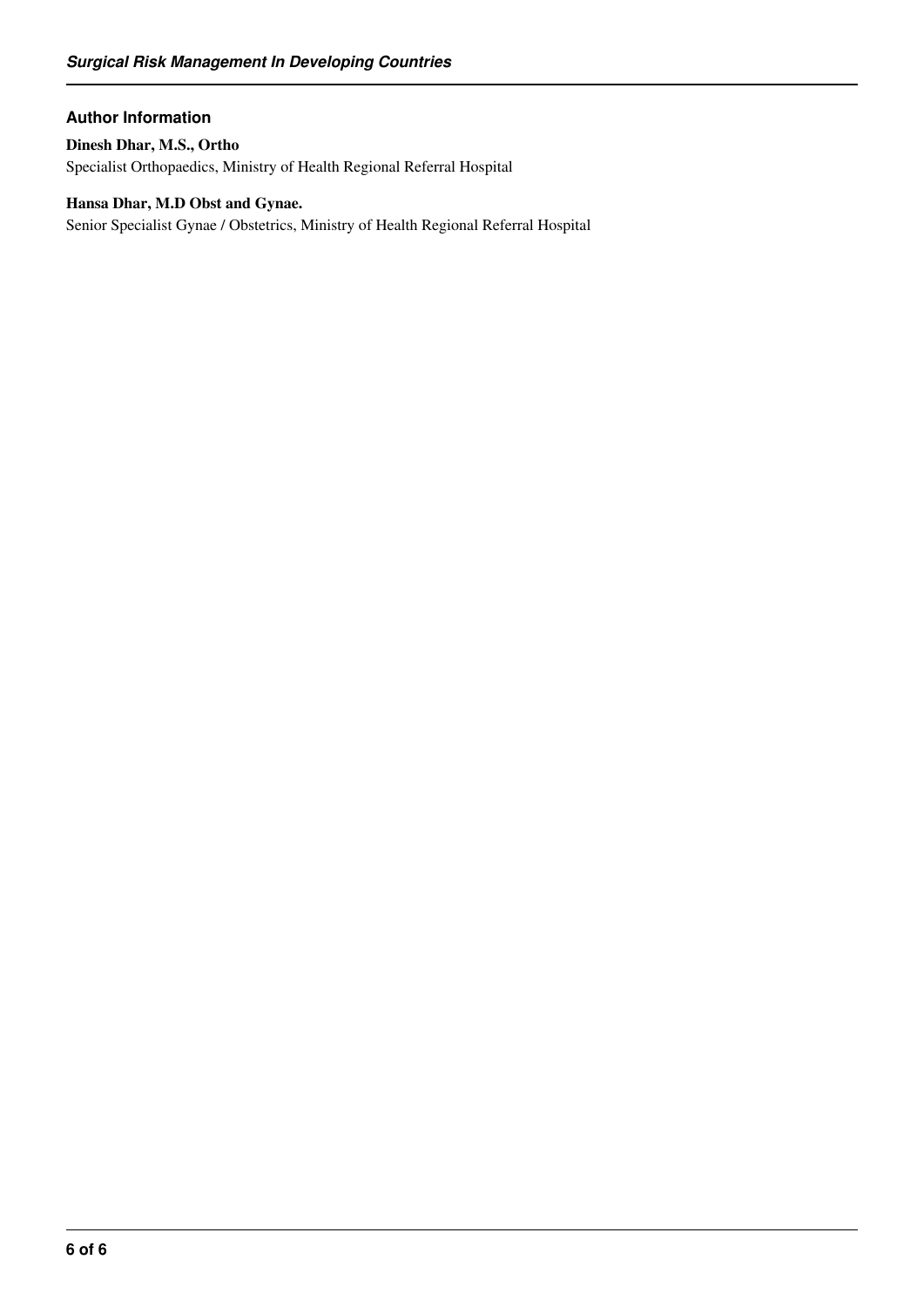## Author Information

**Dinesh Dhar, M.S., Ortho**
Specialist Orthopaedics, Ministry of Health Regional Referral Hospital

**Hansa Dhar, M.D Obst and Gynae.**
Senior Specialist Gynae / Obstetrics, Ministry of Health Regional Referral Hospital